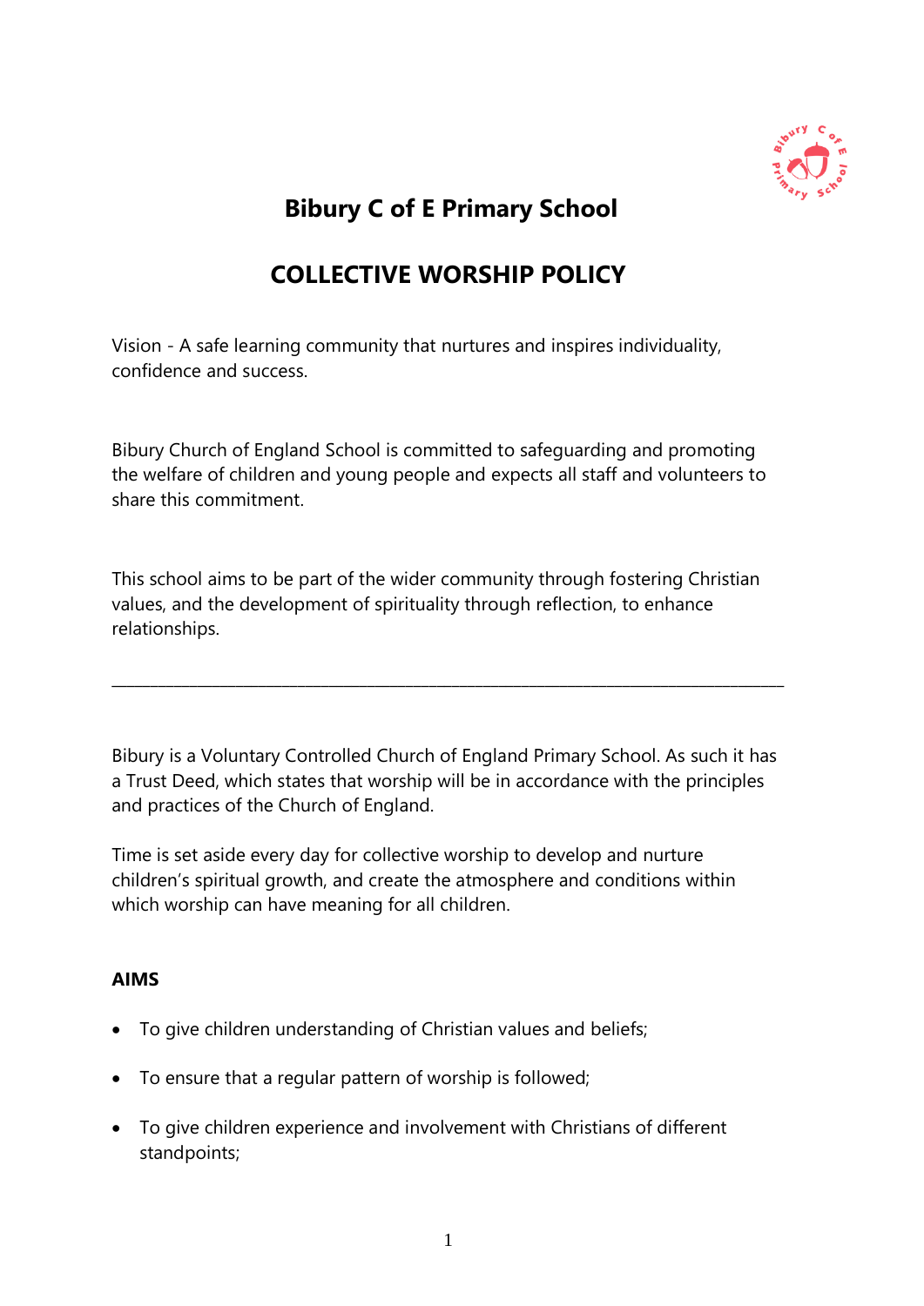# Bibury C of E Primary School

## COLLECTIVE WORSHIP POLICY

Vision - A safe learning community that nurtures and inspires individuality, confidence and success.

Bibury Church of England School is committed to safeguarding and promoting the welfare of children and young people and expects all staff and volunteers to share this commitment.

This school aims to be part of the wider community through fostering Christian values, and the development of spirituality through reflection, to enhance relationships.

---

Bibury is a Voluntary Controlled Church of England Primary School. As such it has a Trust Deed, which states that worship will be in accordance with the principles and practices of the Church of England.

Time is set aside every day for collective worship to develop and nurture children's spiritual growth, and create the atmosphere and conditions within which worship can have meaning for all children.

**AIMS**

- To give children understanding of Christian values and beliefs;
- To ensure that a regular pattern of worship is followed;
- To give children experience and involvement with Christians of different standpoints;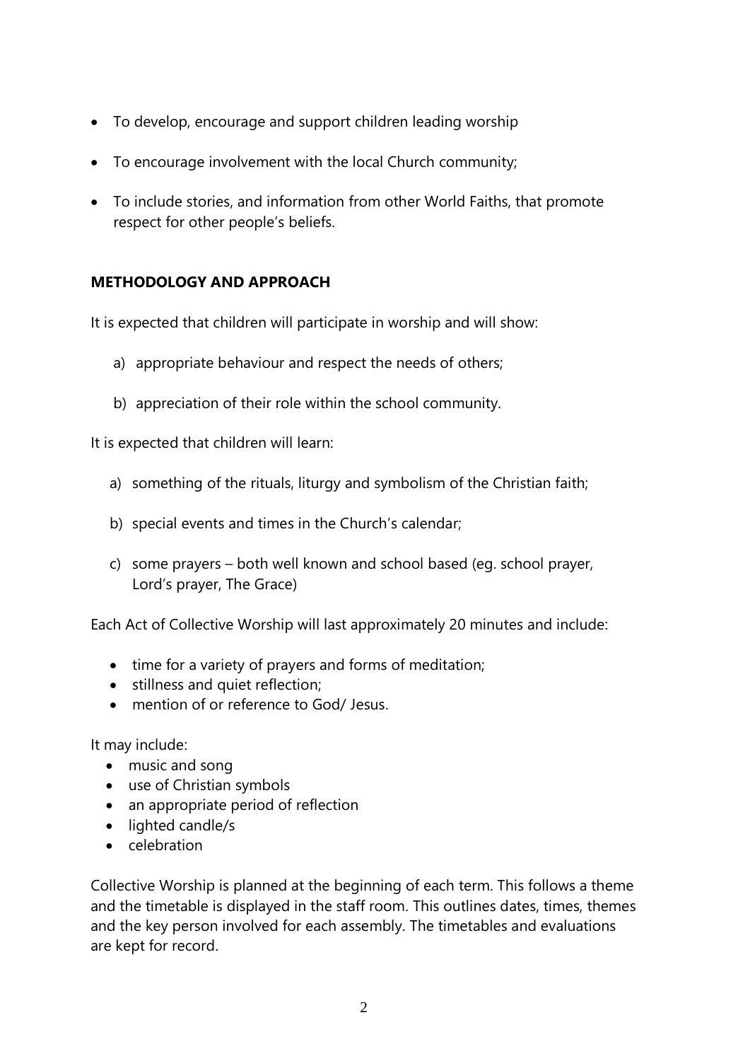- To develop, encourage and support children leading worship
- To encourage involvement with the local Church community;
- To include stories, and information from other World Faiths, that promote respect for other people's beliefs.

**METHODOLOGY AND APPROACH**

It is expected that children will participate in worship and will show:

a) appropriate behaviour and respect the needs of others;

b) appreciation of their role within the school community.

It is expected that children will learn:

a) something of the rituals, liturgy and symbolism of the Christian faith;

b) special events and times in the Church's calendar;

c) some prayers – both well known and school based (eg. school prayer, Lord's prayer, The Grace)

Each Act of Collective Worship will last approximately 20 minutes and include:

- time for a variety of prayers and forms of meditation;
- stillness and quiet reflection;
- mention of or reference to God/ Jesus.

It may include:

- music and song
- use of Christian symbols
- an appropriate period of reflection
- lighted candle/s
- celebration

Collective Worship is planned at the beginning of each term. This follows a theme and the timetable is displayed in the staff room. This outlines dates, times, themes and the key person involved for each assembly. The timetables and evaluations are kept for record.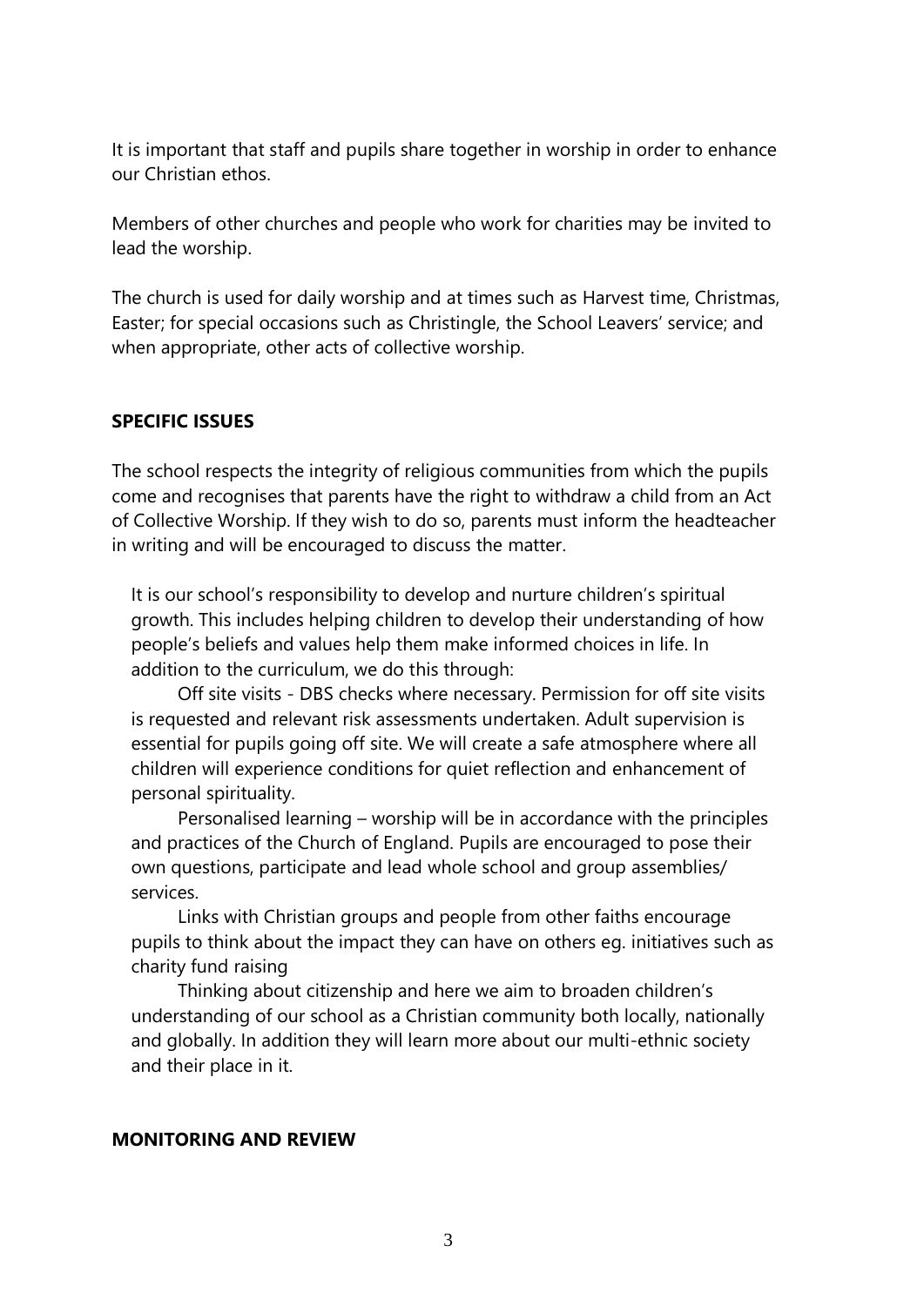It is important that staff and pupils share together in worship in order to enhance our Christian ethos.

Members of other churches and people who work for charities may be invited to lead the worship.

The church is used for daily worship and at times such as Harvest time, Christmas, Easter; for special occasions such as Christingle, the School Leavers' service; and when appropriate, other acts of collective worship.

## SPECIFIC ISSUES

The school respects the integrity of religious communities from which the pupils come and recognises that parents have the right to withdraw a child from an Act of Collective Worship. If they wish to do so, parents must inform the headteacher in writing and will be encouraged to discuss the matter.

It is our school's responsibility to develop and nurture children's spiritual growth. This includes helping children to develop their understanding of how people's beliefs and values help them make informed choices in life. In addition to the curriculum, we do this through:

Off site visits - DBS checks where necessary. Permission for off site visits is requested and relevant risk assessments undertaken. Adult supervision is essential for pupils going off site. We will create a safe atmosphere where all children will experience conditions for quiet reflection and enhancement of personal spirituality.

Personalised learning – worship will be in accordance with the principles and practices of the Church of England. Pupils are encouraged to pose their own questions, participate and lead whole school and group assemblies/ services.

Links with Christian groups and people from other faiths encourage pupils to think about the impact they can have on others eg. initiatives such as charity fund raising

Thinking about citizenship and here we aim to broaden children's understanding of our school as a Christian community both locally, nationally and globally. In addition they will learn more about our multi-ethnic society and their place in it.

## MONITORING AND REVIEW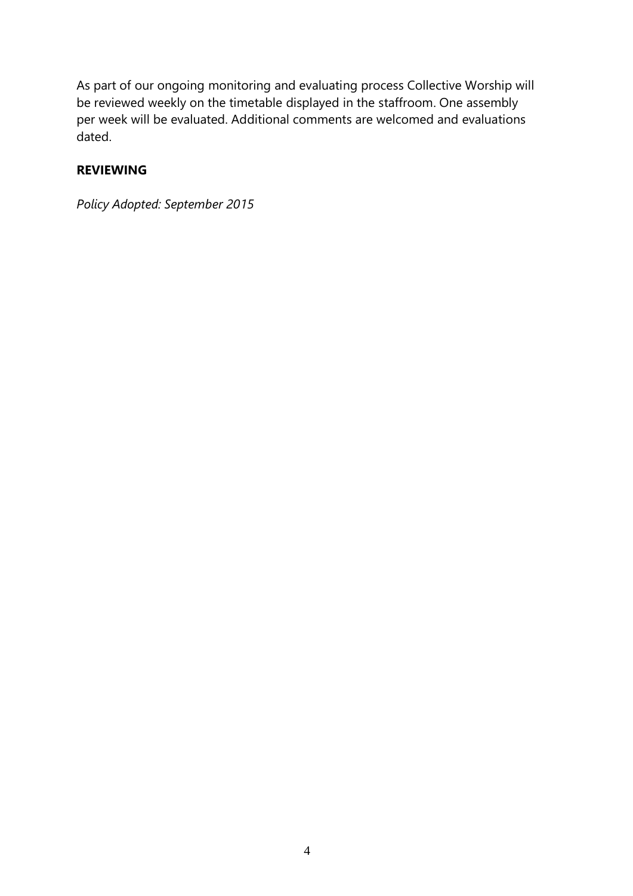As part of our ongoing monitoring and evaluating process Collective Worship will be reviewed weekly on the timetable displayed in the staffroom. One assembly per week will be evaluated. Additional comments are welcomed and evaluations dated.

## REVIEWING

*Policy Adopted: September 2015*